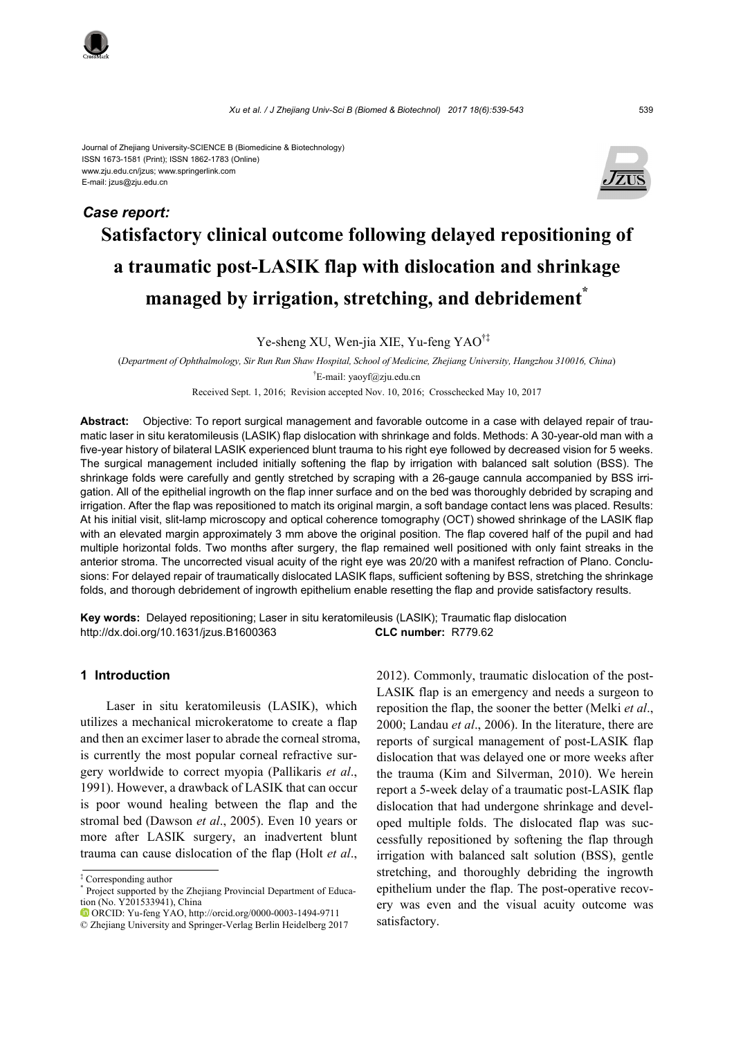Journal of Zhejiang University-SCIENCE B (Biomedicine & Biotechnology)
ISSN 1673-1581 (Print); ISSN 1862-1783 (Online)
www.zju.edu.cn/jzus; www.springerlink.com
E-mail: jzus@zju.edu.cn

***Case report:***

# Satisfactory clinical outcome following delayed repositioning of a traumatic post-LASIK flap with dislocation and shrinkage managed by irrigation, stretching, and debridement*

Ye-sheng XU, Wen-jia XIE, Yu-feng YAO[†‡]

(*Department of Ophthalmology, Sir Run Run Shaw Hospital, School of Medicine, Zhejiang University, Hangzhou 310016, China*)

[†]E-mail: yaoyf@zju.edu.cn

Received Sept. 1, 2016; Revision accepted Nov. 10, 2016; Crosschecked May 10, 2017

**Abstract:** Objective: To report surgical management and favorable outcome in a case with delayed repair of traumatic laser in situ keratomileusis (LASIK) flap dislocation with shrinkage and folds. Methods: A 30-year-old man with a five-year history of bilateral LASIK experienced blunt trauma to his right eye followed by decreased vision for 5 weeks. The surgical management included initially softening the flap by irrigation with balanced salt solution (BSS). The shrinkage folds were carefully and gently stretched by scraping with a 26-gauge cannula accompanied by BSS irrigation. All of the epithelial ingrowth on the flap inner surface and on the bed was thoroughly debrided by scraping and irrigation. After the flap was repositioned to match its original margin, a soft bandage contact lens was placed. Results: At his initial visit, slit-lamp microscopy and optical coherence tomography (OCT) showed shrinkage of the LASIK flap with an elevated margin approximately 3 mm above the original position. The flap covered half of the pupil and had multiple horizontal folds. Two months after surgery, the flap remained well positioned with only faint streaks in the anterior stroma. The uncorrected visual acuity of the right eye was 20/20 with a manifest refraction of Plano. Conclusions: For delayed repair of traumatically dislocated LASIK flaps, sufficient softening by BSS, stretching the shrinkage folds, and thorough debridement of ingrowth epithelium enable resetting the flap and provide satisfactory results.

**Key words:** Delayed repositioning; Laser in situ keratomileusis (LASIK); Traumatic flap dislocation
http://dx.doi.org/10.1631/jzus.B1600363 **CLC number:** R779.62

## 1 Introduction

Laser in situ keratomileusis (LASIK), which utilizes a mechanical microkeratome to create a flap and then an excimer laser to abrade the corneal stroma, is currently the most popular corneal refractive surgery worldwide to correct myopia (Pallikaris *et al*., 1991). However, a drawback of LASIK that can occur is poor wound healing between the flap and the stromal bed (Dawson *et al*., 2005). Even 10 years or more after LASIK surgery, an inadvertent blunt trauma can cause dislocation of the flap (Holt *et al*., 2012). Commonly, traumatic dislocation of the post-LASIK flap is an emergency and needs a surgeon to reposition the flap, the sooner the better (Melki *et al*., 2000; Landau *et al*., 2006). In the literature, there are reports of surgical management of post-LASIK flap dislocation that was delayed one or more weeks after the trauma (Kim and Silverman, 2010). We herein report a 5-week delay of a traumatic post-LASIK flap dislocation that had undergone shrinkage and developed multiple folds. The dislocated flap was successfully repositioned by softening the flap through irrigation with balanced salt solution (BSS), gentle stretching, and thoroughly debriding the ingrowth epithelium under the flap. The post-operative recovery was even and the visual acuity outcome was satisfactory.

---

‡ Corresponding author

\* Project supported by the Zhejiang Provincial Department of Education (No. Y201533941), China

ORCID: Yu-feng YAO, http://orcid.org/0000-0003-1494-9711

© Zhejiang University and Springer-Verlag Berlin Heidelberg 2017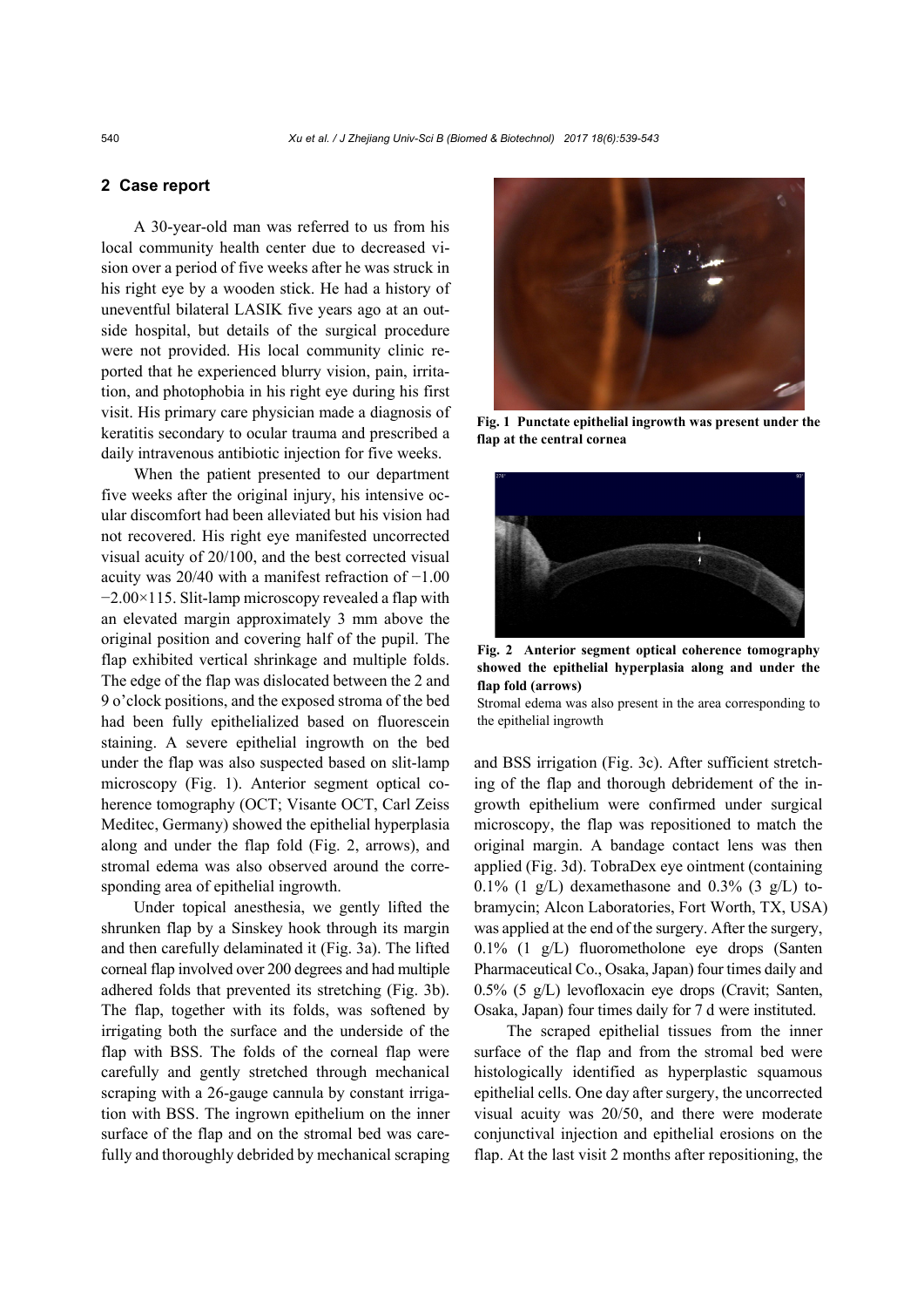## 2 Case report

A 30-year-old man was referred to us from his local community health center due to decreased vision over a period of five weeks after he was struck in his right eye by a wooden stick. He had a history of uneventful bilateral LASIK five years ago at an outside hospital, but details of the surgical procedure were not provided. His local community clinic reported that he experienced blurry vision, pain, irritation, and photophobia in his right eye during his first visit. His primary care physician made a diagnosis of keratitis secondary to ocular trauma and prescribed a daily intravenous antibiotic injection for five weeks.

When the patient presented to our department five weeks after the original injury, his intensive ocular discomfort had been alleviated but his vision had not recovered. His right eye manifested uncorrected visual acuity of 20/100, and the best corrected visual acuity was 20/40 with a manifest refraction of −1.00 −2.00×115. Slit-lamp microscopy revealed a flap with an elevated margin approximately 3 mm above the original position and covering half of the pupil. The flap exhibited vertical shrinkage and multiple folds. The edge of the flap was dislocated between the 2 and 9 o'clock positions, and the exposed stroma of the bed had been fully epithelialized based on fluorescein staining. A severe epithelial ingrowth on the bed under the flap was also suspected based on slit-lamp microscopy (Fig. 1). Anterior segment optical coherence tomography (OCT; Visante OCT, Carl Zeiss Meditec, Germany) showed the epithelial hyperplasia along and under the flap fold (Fig. 2, arrows), and stromal edema was also observed around the corresponding area of epithelial ingrowth.

**Fig. 1 Punctate epithelial ingrowth was present under the flap at the central cornea**

**Fig. 2 Anterior segment optical coherence tomography showed the epithelial hyperplasia along and under the flap fold (arrows)**

Stromal edema was also present in the area corresponding to the epithelial ingrowth

Under topical anesthesia, we gently lifted the shrunken flap by a Sinskey hook through its margin and then carefully delaminated it (Fig. 3a). The lifted corneal flap involved over 200 degrees and had multiple adhered folds that prevented its stretching (Fig. 3b). The flap, together with its folds, was softened by irrigating both the surface and the underside of the flap with BSS. The folds of the corneal flap were carefully and gently stretched through mechanical scraping with a 26-gauge cannula by constant irrigation with BSS. The ingrown epithelium on the inner surface of the flap and on the stromal bed was carefully and thoroughly debrided by mechanical scraping and BSS irrigation (Fig. 3c). After sufficient stretching of the flap and thorough debridement of the ingrowth epithelium were confirmed under surgical microscopy, the flap was repositioned to match the original margin. A bandage contact lens was then applied (Fig. 3d). TobraDex eye ointment (containing 0.1% (1 g/L) dexamethasone and 0.3% (3 g/L) tobramycin; Alcon Laboratories, Fort Worth, TX, USA) was applied at the end of the surgery. After the surgery, 0.1% (1 g/L) fluorometholone eye drops (Santen Pharmaceutical Co., Osaka, Japan) four times daily and 0.5% (5 g/L) levofloxacin eye drops (Cravit; Santen, Osaka, Japan) four times daily for 7 d were instituted.

The scraped epithelial tissues from the inner surface of the flap and from the stromal bed were histologically identified as hyperplastic squamous epithelial cells. One day after surgery, the uncorrected visual acuity was 20/50, and there were moderate conjunctival injection and epithelial erosions on the flap. At the last visit 2 months after repositioning, the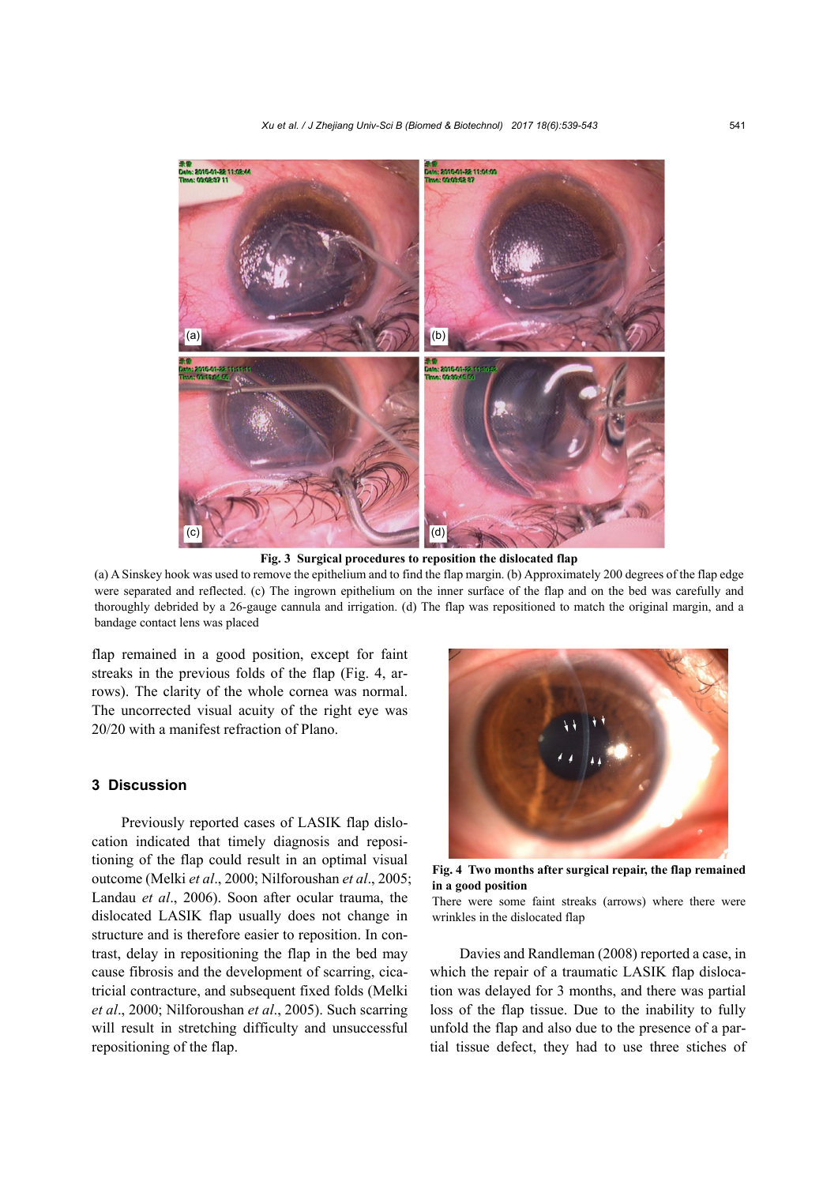**Fig. 3 Surgical procedures to reposition the dislocated flap**

(a) A Sinskey hook was used to remove the epithelium and to find the flap margin. (b) Approximately 200 degrees of the flap edge were separated and reflected. (c) The ingrown epithelium on the inner surface of the flap and on the bed was carefully and thoroughly debrided by a 26-gauge cannula and irrigation. (d) The flap was repositioned to match the original margin, and a bandage contact lens was placed

flap remained in a good position, except for faint streaks in the previous folds of the flap (Fig. 4, arrows). The clarity of the whole cornea was normal. The uncorrected visual acuity of the right eye was 20/20 with a manifest refraction of Plano.

## 3 Discussion

Previously reported cases of LASIK flap dislocation indicated that timely diagnosis and repositioning of the flap could result in an optimal visual outcome (Melki *et al*., 2000; Nilforoushan *et al*., 2005; Landau *et al*., 2006). Soon after ocular trauma, the dislocated LASIK flap usually does not change in structure and is therefore easier to reposition. In contrast, delay in repositioning the flap in the bed may cause fibrosis and the development of scarring, cicatricial contracture, and subsequent fixed folds (Melki *et al*., 2000; Nilforoushan *et al*., 2005). Such scarring will result in stretching difficulty and unsuccessful repositioning of the flap.

**Fig. 4 Two months after surgical repair, the flap remained in a good position**

There were some faint streaks (arrows) where there were wrinkles in the dislocated flap

Davies and Randleman (2008) reported a case, in which the repair of a traumatic LASIK flap dislocation was delayed for 3 months, and there was partial loss of the flap tissue. Due to the inability to fully unfold the flap and also due to the presence of a partial tissue defect, they had to use three stiches of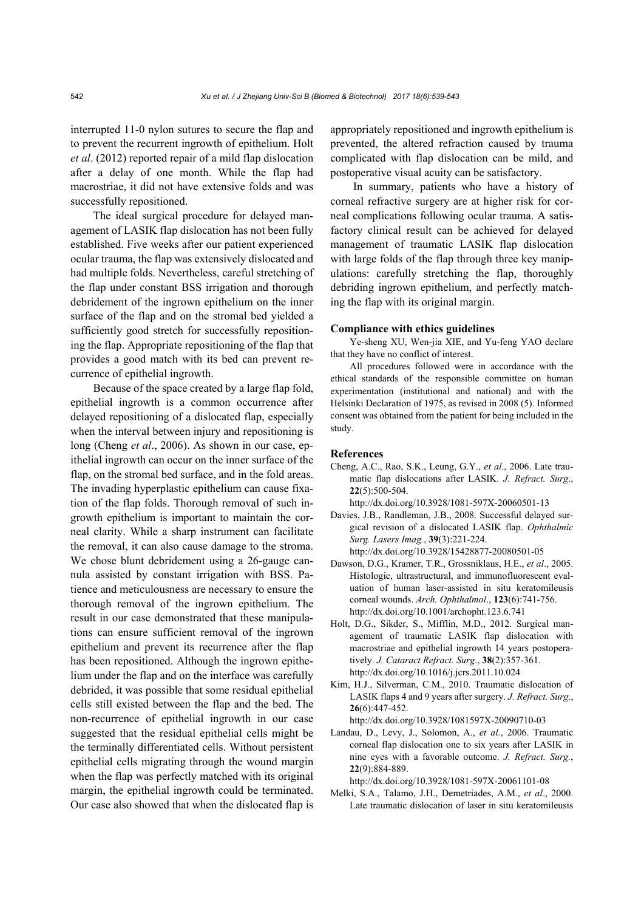interrupted 11-0 nylon sutures to secure the flap and to prevent the recurrent ingrowth of epithelium. Holt *et al*. (2012) reported repair of a mild flap dislocation after a delay of one month. While the flap had macrostriae, it did not have extensive folds and was successfully repositioned.

The ideal surgical procedure for delayed management of LASIK flap dislocation has not been fully established. Five weeks after our patient experienced ocular trauma, the flap was extensively dislocated and had multiple folds. Nevertheless, careful stretching of the flap under constant BSS irrigation and thorough debridement of the ingrown epithelium on the inner surface of the flap and on the stromal bed yielded a sufficiently good stretch for successfully repositioning the flap. Appropriate repositioning of the flap that provides a good match with its bed can prevent recurrence of epithelial ingrowth.

Because of the space created by a large flap fold, epithelial ingrowth is a common occurrence after delayed repositioning of a dislocated flap, especially when the interval between injury and repositioning is long (Cheng *et al*., 2006). As shown in our case, epithelial ingrowth can occur on the inner surface of the flap, on the stromal bed surface, and in the fold areas. The invading hyperplastic epithelium can cause fixation of the flap folds. Thorough removal of such ingrowth epithelium is important to maintain the corneal clarity. While a sharp instrument can facilitate the removal, it can also cause damage to the stroma. We chose blunt debridement using a 26-gauge cannula assisted by constant irrigation with BSS. Patience and meticulousness are necessary to ensure the thorough removal of the ingrown epithelium. The result in our case demonstrated that these manipulations can ensure sufficient removal of the ingrown epithelium and prevent its recurrence after the flap has been repositioned. Although the ingrown epithelium under the flap and on the interface was carefully debrided, it was possible that some residual epithelial cells still existed between the flap and the bed. The non-recurrence of epithelial ingrowth in our case suggested that the residual epithelial cells might be the terminally differentiated cells. Without persistent epithelial cells migrating through the wound margin when the flap was perfectly matched with its original margin, the epithelial ingrowth could be terminated. Our case also showed that when the dislocated flap is appropriately repositioned and ingrowth epithelium is prevented, the altered refraction caused by trauma complicated with flap dislocation can be mild, and postoperative visual acuity can be satisfactory.

In summary, patients who have a history of corneal refractive surgery are at higher risk for corneal complications following ocular trauma. A satisfactory clinical result can be achieved for delayed management of traumatic LASIK flap dislocation with large folds of the flap through three key manipulations: carefully stretching the flap, thoroughly debriding ingrown epithelium, and perfectly matching the flap with its original margin.

#### Compliance with ethics guidelines

Ye-sheng XU, Wen-jia XIE, and Yu-feng YAO declare that they have no conflict of interest.

All procedures followed were in accordance with the ethical standards of the responsible committee on human experimentation (institutional and national) and with the Helsinki Declaration of 1975, as revised in 2008 (5). Informed consent was obtained from the patient for being included in the study.

### References

Cheng, A.C., Rao, S.K., Leung, G.Y., *et al*., 2006. Late traumatic flap dislocations after LASIK. *J. Refract. Surg*., **22**(5):500-504. http://dx.doi.org/10.3928/1081-597X-20060501-13

Davies, J.B., Randleman, J.B., 2008. Successful delayed surgical revision of a dislocated LASIK flap. *Ophthalmic Surg. Lasers Imag.*, **39**(3):221-224. http://dx.doi.org/10.3928/15428877-20080501-05

Dawson, D.G., Kramer, T.R., Grossniklaus, H.E., *et al*., 2005. Histologic, ultrastructural, and immunofluorescent evaluation of human laser-assisted in situ keratomileusis corneal wounds. *Arch. Ophthalmol*., **123**(6):741-756. http://dx.doi.org/10.1001/archopht.123.6.741

Holt, D.G., Sikder, S., Mifflin, M.D., 2012. Surgical management of traumatic LASIK flap dislocation with macrostriae and epithelial ingrowth 14 years postoperatively. *J. Cataract Refract. Surg*., **38**(2):357-361. http://dx.doi.org/10.1016/j.jcrs.2011.10.024

Kim, H.J., Silverman, C.M., 2010. Traumatic dislocation of LASIK flaps 4 and 9 years after surgery. *J. Refract. Surg*., **26**(6):447-452. http://dx.doi.org/10.3928/1081597X-20090710-03

Landau, D., Levy, J., Solomon, A., *et al.*, 2006. Traumatic corneal flap dislocation one to six years after LASIK in nine eyes with a favorable outcome. *J. Refract. Surg.*, **22**(9):884-889. http://dx.doi.org/10.3928/1081-597X-20061101-08

Melki, S.A., Talamo, J.H., Demetriades, A.M., *et al*., 2000. Late traumatic dislocation of laser in situ keratomileusis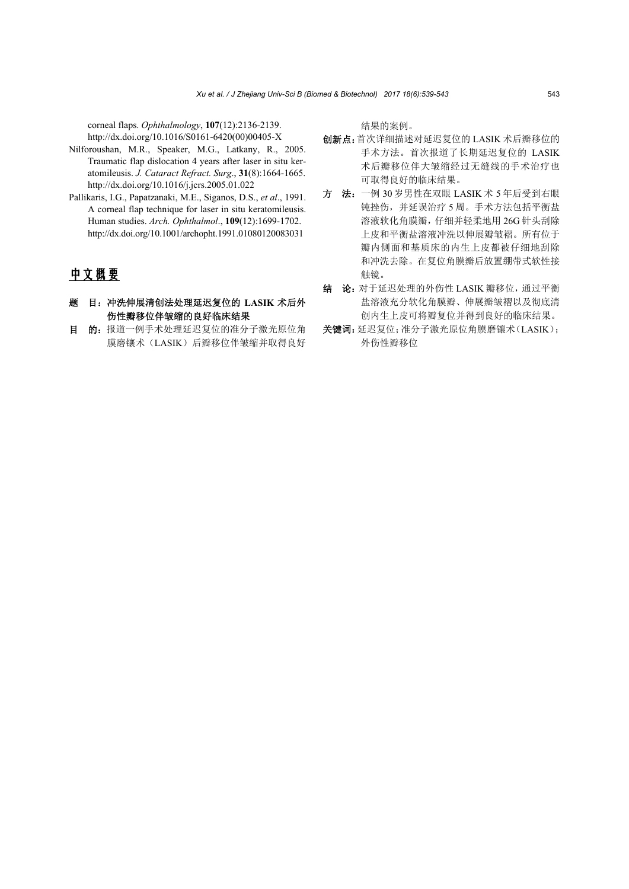corneal flaps. *Ophthalmology*, **107**(12):2136-2139. http://dx.doi.org/10.1016/S0161-6420(00)00405-X

Nilforoushan, M.R., Speaker, M.G., Latkany, R., 2005. Traumatic flap dislocation 4 years after laser in situ keratomileusis. *J. Cataract Refract. Surg*., **31**(8):1664-1665. http://dx.doi.org/10.1016/j.jcrs.2005.01.022

Pallikaris, I.G., Papatzanaki, M.E., Siganos, D.S., *et al*., 1991. A corneal flap technique for laser in situ keratomileusis. Human studies. *Arch. Ophthalmol*., **109**(12):1699-1702. http://dx.doi.org/10.1001/archopht.1991.01080120083031

## 中文概要

**题　目：冲洗伸展清创法处理延迟复位的 LASIK 术后外伤性瓣移位伴皱缩的良好临床结果**

**目　的：**报道一例手术处理延迟复位的准分子激光原位角膜磨镶术（LASIK）后瓣移位伴皱缩并取得良好结果的案例。

**创新点：**首次详细描述对延迟复位的 LASIK 术后瓣移位的手术方法。首次报道了长期延迟复位的 LASIK 术后瓣移位伴大皱缩经过无缝线的手术治疗也可取得良好的临床结果。

**方　法：**一例 30 岁男性在双眼 LASIK 术 5 年后受到右眼钝挫伤，并延误治疗 5 周。手术方法包括平衡盐溶液软化角膜瓣，仔细并轻柔地用 26G 针头刮除上皮和平衡盐溶液冲洗以伸展瓣皱褶。所有位于瓣内侧面和基质床的内生上皮都被仔细地刮除和冲洗去除。在复位角膜瓣后放置绷带式软性接触镜。

**结　论：**对于延迟处理的外伤性 LASIK 瓣移位，通过平衡盐溶液充分软化角膜瓣、伸展瓣皱褶以及彻底清创内生上皮可将瓣复位并得到良好的临床结果。

**关键词：**延迟复位；准分子激光原位角膜磨镶术（LASIK）；外伤性瓣移位